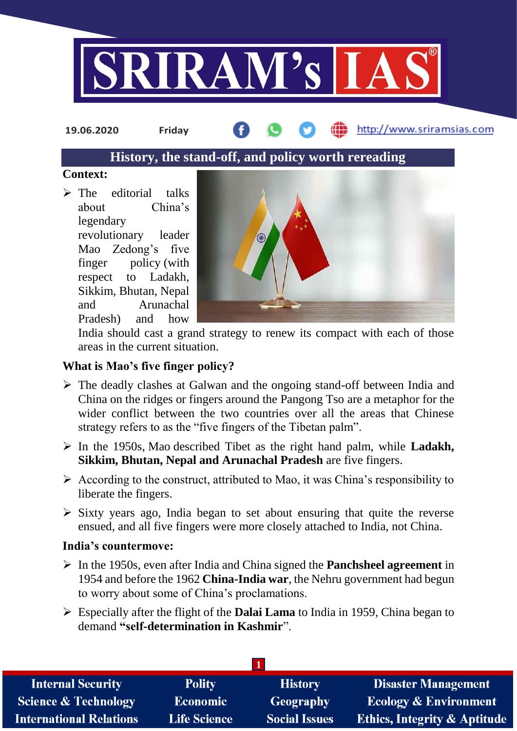19.06.2020 Friday http://www.sriramsias.com

# History, the stand-off, and policy worth rereading

**Context:**

- The editorial talks about China's legendary revolutionary leader Mao Zedong's five finger policy (with respect to Ladakh, Sikkim, Bhutan, Nepal and Arunachal Pradesh) and how India should cast a grand strategy to renew its compact with each of those areas in the current situation.

**What is Mao's five finger policy?**

- The deadly clashes at Galwan and the ongoing stand-off between India and China on the ridges or fingers around the Pangong Tso are a metaphor for the wider conflict between the two countries over all the areas that Chinese strategy refers to as the "five fingers of the Tibetan palm".
- In the 1950s, Mao described Tibet as the right hand palm, while **Ladakh, Sikkim, Bhutan, Nepal and Arunachal Pradesh** are five fingers.
- According to the construct, attributed to Mao, it was China's responsibility to liberate the fingers.
- Sixty years ago, India began to set about ensuring that quite the reverse ensued, and all five fingers were more closely attached to India, not China.

**India's countermove:**

- In the 1950s, even after India and China signed the **Panchsheel agreement** in 1954 and before the 1962 **China-India war**, the Nehru government had begun to worry about some of China's proclamations.
- Especially after the flight of the **Dalai Lama** to India in 1959, China began to demand **"self-determination in Kashmir**".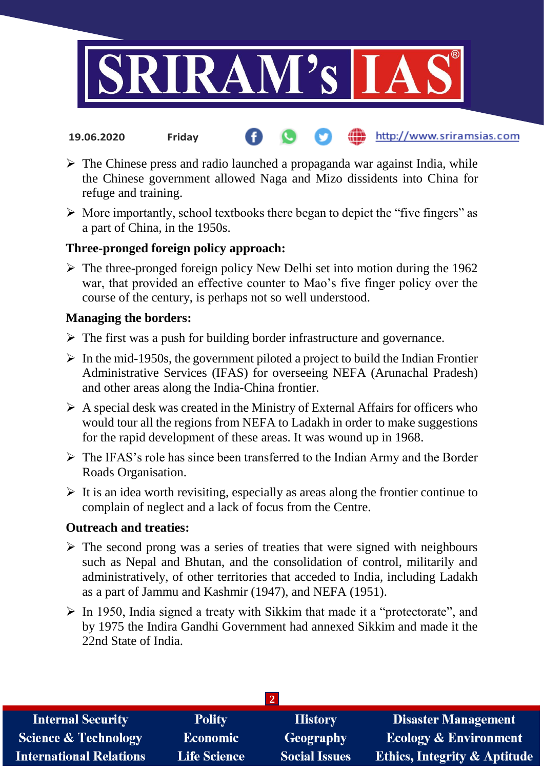- The Chinese press and radio launched a propaganda war against India, while the Chinese government allowed Naga and Mizo dissidents into China for refuge and training.
- More importantly, school textbooks there began to depict the "five fingers" as a part of China, in the 1950s.

**Three-pronged foreign policy approach:**

- The three-pronged foreign policy New Delhi set into motion during the 1962 war, that provided an effective counter to Mao's five finger policy over the course of the century, is perhaps not so well understood.

**Managing the borders:**

- The first was a push for building border infrastructure and governance.
- In the mid-1950s, the government piloted a project to build the Indian Frontier Administrative Services (IFAS) for overseeing NEFA (Arunachal Pradesh) and other areas along the India-China frontier.
- A special desk was created in the Ministry of External Affairs for officers who would tour all the regions from NEFA to Ladakh in order to make suggestions for the rapid development of these areas. It was wound up in 1968.
- The IFAS's role has since been transferred to the Indian Army and the Border Roads Organisation.
- It is an idea worth revisiting, especially as areas along the frontier continue to complain of neglect and a lack of focus from the Centre.

**Outreach and treaties:**

- The second prong was a series of treaties that were signed with neighbours such as Nepal and Bhutan, and the consolidation of control, militarily and administratively, of other territories that acceded to India, including Ladakh as a part of Jammu and Kashmir (1947), and NEFA (1951).
- In 1950, India signed a treaty with Sikkim that made it a "protectorate", and by 1975 the Indira Gandhi Government had annexed Sikkim and made it the 22nd State of India.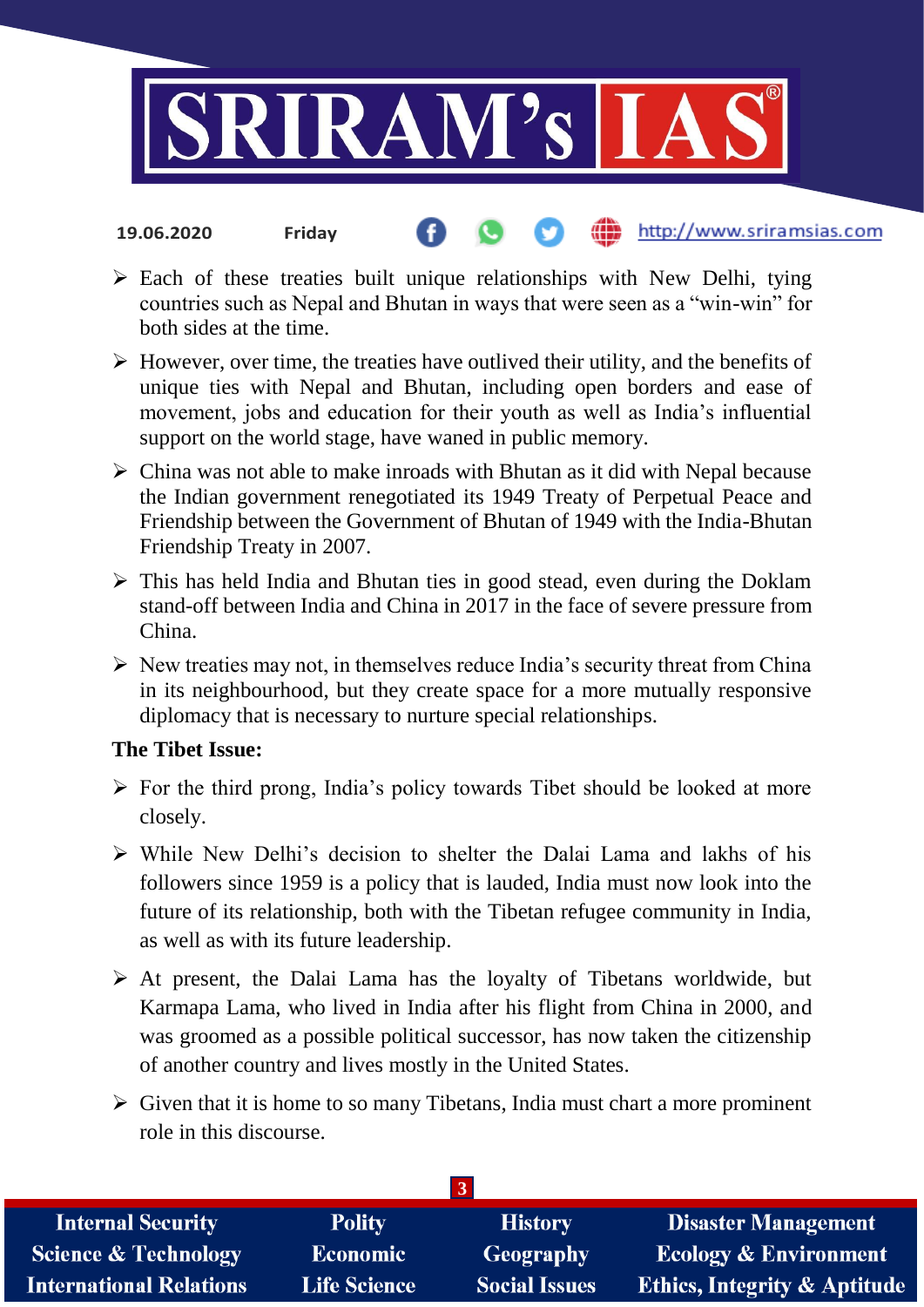- Each of these treaties built unique relationships with New Delhi, tying countries such as Nepal and Bhutan in ways that were seen as a "win-win" for both sides at the time.
- However, over time, the treaties have outlived their utility, and the benefits of unique ties with Nepal and Bhutan, including open borders and ease of movement, jobs and education for their youth as well as India's influential support on the world stage, have waned in public memory.
- China was not able to make inroads with Bhutan as it did with Nepal because the Indian government renegotiated its 1949 Treaty of Perpetual Peace and Friendship between the Government of Bhutan of 1949 with the India-Bhutan Friendship Treaty in 2007.
- This has held India and Bhutan ties in good stead, even during the Doklam stand-off between India and China in 2017 in the face of severe pressure from China.
- New treaties may not, in themselves reduce India's security threat from China in its neighbourhood, but they create space for a more mutually responsive diplomacy that is necessary to nurture special relationships.

**The Tibet Issue:**

- For the third prong, India's policy towards Tibet should be looked at more closely.
- While New Delhi's decision to shelter the Dalai Lama and lakhs of his followers since 1959 is a policy that is lauded, India must now look into the future of its relationship, both with the Tibetan refugee community in India, as well as with its future leadership.
- At present, the Dalai Lama has the loyalty of Tibetans worldwide, but Karmapa Lama, who lived in India after his flight from China in 2000, and was groomed as a possible political successor, has now taken the citizenship of another country and lives mostly in the United States.
- Given that it is home to so many Tibetans, India must chart a more prominent role in this discourse.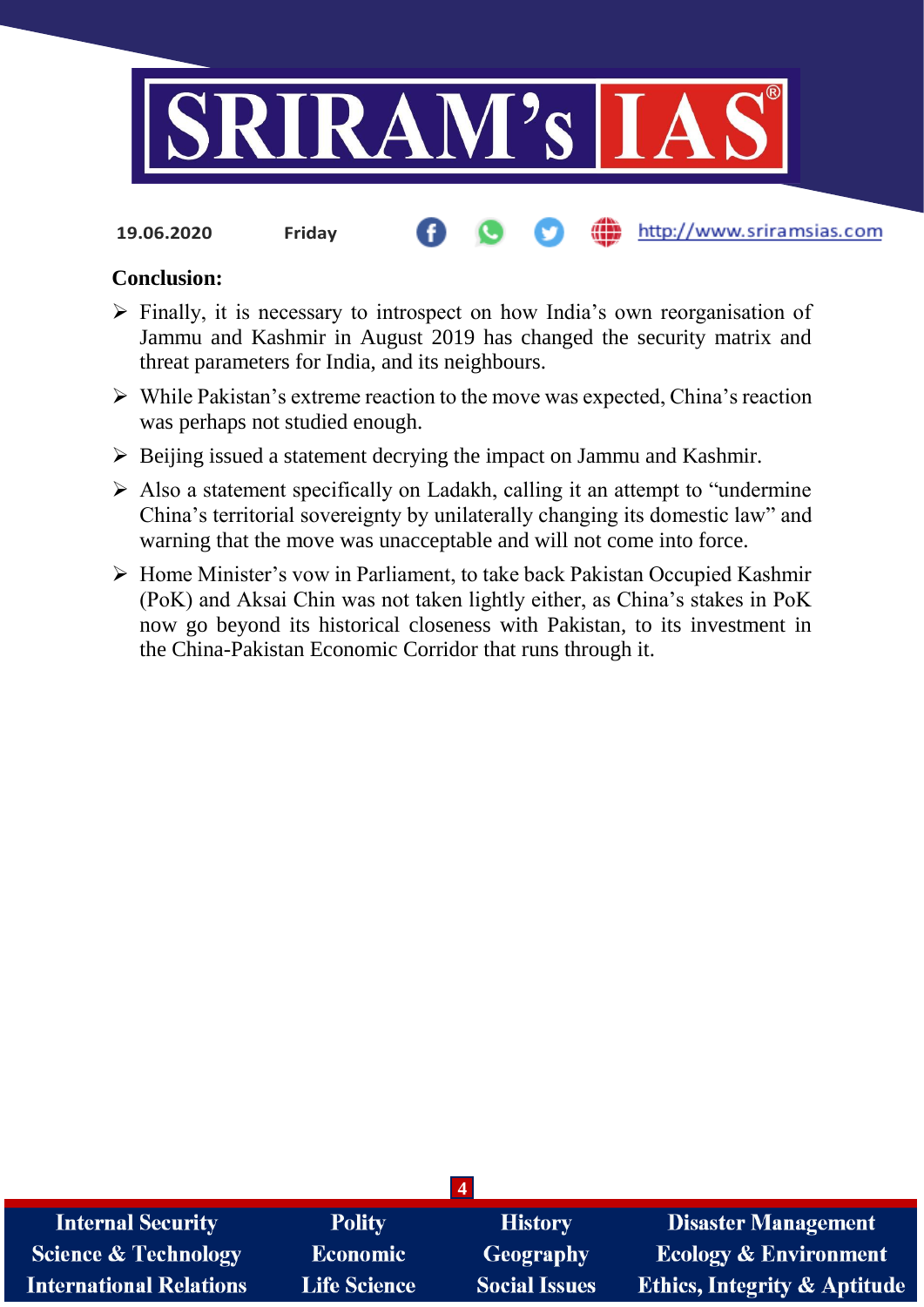**Conclusion:**

- Finally, it is necessary to introspect on how India's own reorganisation of Jammu and Kashmir in August 2019 has changed the security matrix and threat parameters for India, and its neighbours.
- While Pakistan's extreme reaction to the move was expected, China's reaction was perhaps not studied enough.
- Beijing issued a statement decrying the impact on Jammu and Kashmir.
- Also a statement specifically on Ladakh, calling it an attempt to "undermine China's territorial sovereignty by unilaterally changing its domestic law" and warning that the move was unacceptable and will not come into force.
- Home Minister's vow in Parliament, to take back Pakistan Occupied Kashmir (PoK) and Aksai Chin was not taken lightly either, as China's stakes in PoK now go beyond its historical closeness with Pakistan, to its investment in the China-Pakistan Economic Corridor that runs through it.